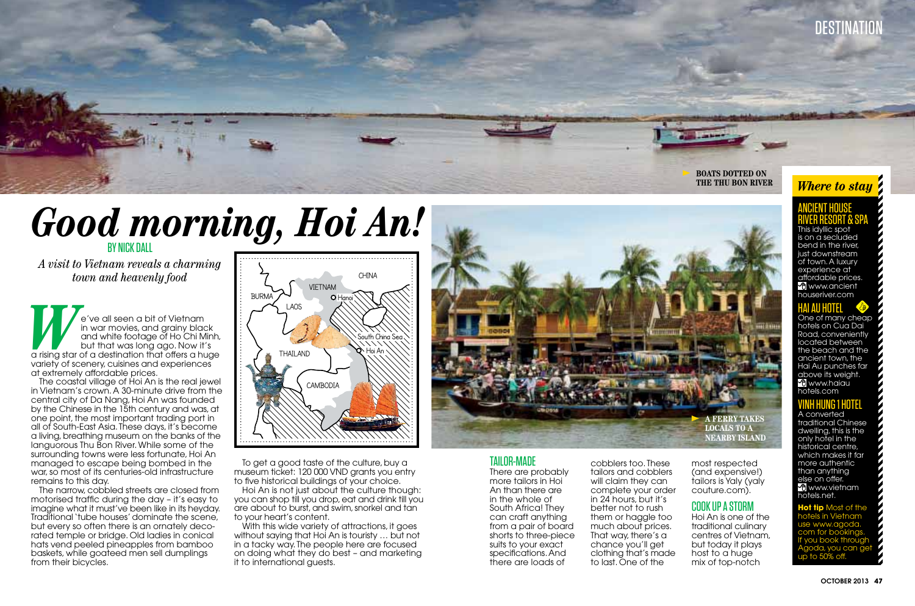# Good morning, Hoi An!

BY NICK DALL

*A visit to Vietnam reveals a charming town and heavenly food*

We've all seen a bit of Vietnam in war movies, and grainy black and white footage of Ho Chi Minh, but that was long ago. Now it's a rising star of a destination that offers a huge variety of scenery, cuisines and experiences at extremely affordable prices.

The coastal village of Hoi An is the real jewel in Vietnam's crown. A 30-minute drive from the central city of Da Nang, Hoi An was founded by the Chinese in the 15th century and was, at one point, the most important trading port in all of South-East Asia. These days, it's become a living, breathing museum on the banks of the languorous Thu Bon River. While some of the surrounding towns were less fortunate, Hoi An managed to escape being bombed in the war, so most of its centuries-old infrastructure remains to this day.

The narrow, cobbled streets are closed from motorised traffic during the day – it's easy to imagine what it must've been like in its heyday. Traditional 'tube houses' dominate the scene, but every so often there is an ornately decorated temple or bridge. Old ladies in conical hats vend peeled pineapples from bamboo baskets, while goateed men sell dumplings from their bicycles.

To get a good taste of the culture, buy a museum ticket: 120 000 VND grants you entry to five historical buildings of your choice.

Hoi An is not just about the culture though: you can shop till you drop, eat and drink till you are about to burst, and swim, snorkel and tan to your heart's content.

With this wide variety of attractions, it goes without saying that Hoi An is touristy … but not in a tacky way. The people here are focused on doing what they do best – and marketing it to international guests.

## TAILOR-MADE

There are probably more tailors in Hoi An than there are in the whole of South Africa! They can craft anything from a pair of board shorts to three-piece suits to your exact specifications. And there are loads of cobblers too. These tailors and cobblers will claim they can complete your order in 24 hours, but it's better not to rush them or haggle too much about prices. That way, there's a chance you'll get clothing that's made to last. One of the most respected (and expensive!) tailors is Yaly (yaly couture.com).

## COOK UP A STORM

Hoi An is one of the traditional culinary centres of Vietnam, but today it plays host to a huge mix of top-notch

BOATS DOTTED ON THE THU BON RIVER

A FERRY TAKES LOCALS TO A NEARBY ISLAND

## *Where to stay*

### ANCIENT HOUSE RIVER RESORT & SPA

This idyllic spot is on a secluded bend in the river, just downstream of town. A luxury experience at affordable prices. www.ancienthouseriver.com

### HAI AU HOTEL

One of many cheap hotels on Cua Dai Road, conveniently located between the beach and the ancient town, the Hai Au punches far above its weight. www.haiauhotels.com

### VINH HUNG 1 HOTEL

A converted traditional Chinese dwelling, this is the only hotel in the historical centre, which makes it far more authentic than anything else on offer. www.vietnamhotels.net.

**Hot tip** Most of the hotels in Vietnam use www.agoda.com for bookings. If you book through Agoda, you can get up to 50% off.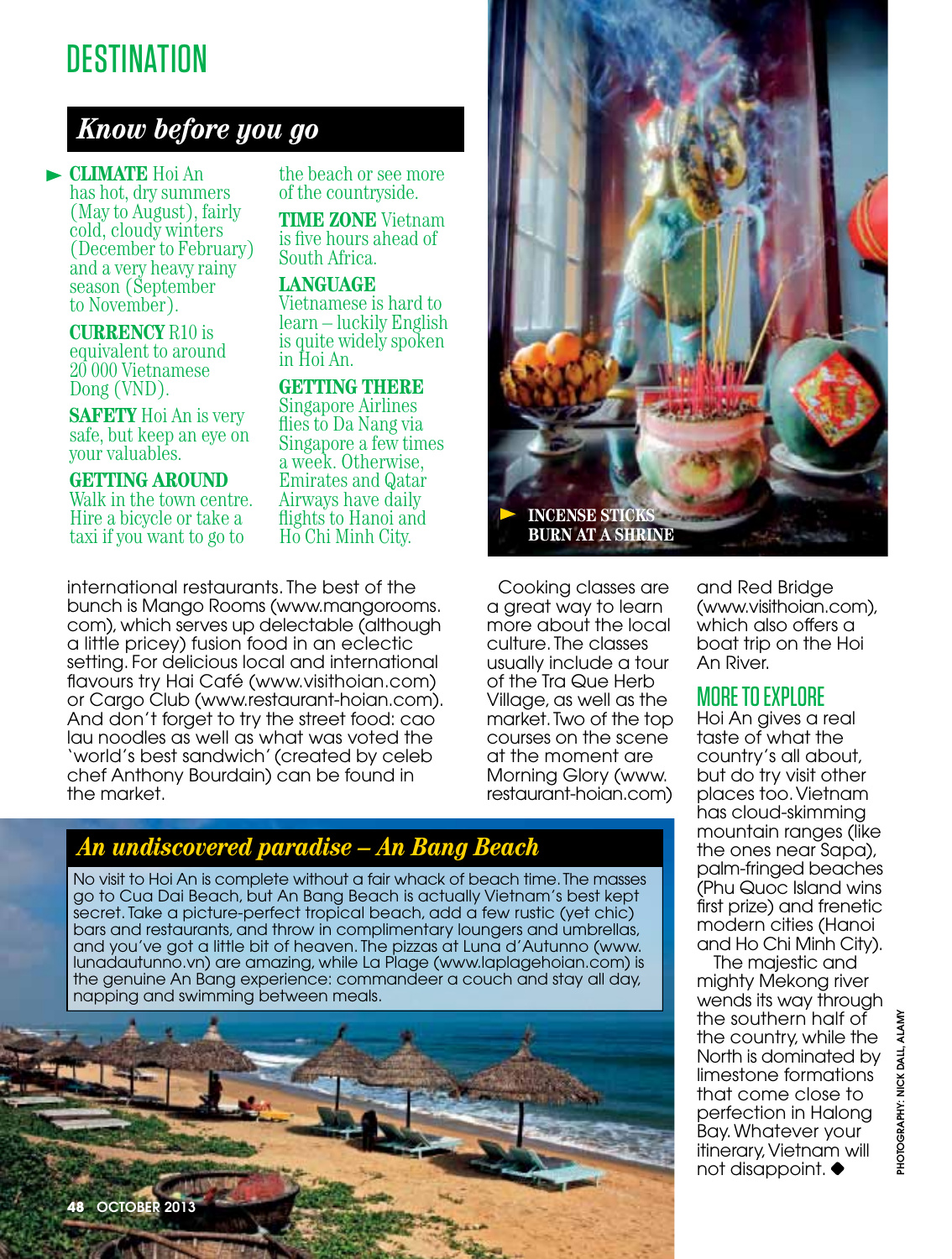# DESTINATION

## *Know before you go*

**CLIMATE** Hoi An has hot, dry summers (May to August), fairly cold, cloudy winters (December to February) and a very heavy rainy season (September to November).

**CURRENCY** R10 is equivalent to around 20 000 Vietnamese Dong (VND).

**SAFETY** Hoi An is very safe, but keep an eye on your valuables.

**GETTING AROUND** Walk in the town centre. Hire a bicycle or take a taxi if you want to go to the beach or see more of the countryside.

**TIME ZONE** Vietnam is five hours ahead of South Africa.

**LANGUAGE** Vietnamese is hard to learn – luckily English is quite widely spoken in Hoi An.

**GETTING THERE** Singapore Airlines flies to Da Nang via Singapore a few times a week. Otherwise, Emirates and Qatar Airways have daily flights to Hanoi and Ho Chi Minh City.

INCENSE STICKS BURN AT A SHRINE

international restaurants. The best of the bunch is Mango Rooms (www.mangorooms.com), which serves up delectable (although a little pricey) fusion food in an eclectic setting. For delicious local and international flavours try Hai Café (www.visithoian.com) or Cargo Club (www.restaurant-hoian.com). And don't forget to try the street food: cao lau noodles as well as what was voted the 'world's best sandwich' (created by celeb chef Anthony Bourdain) can be found in the market.

Cooking classes are a great way to learn more about the local culture. The classes usually include a tour of the Tra Que Herb Village, as well as the market. Two of the top courses on the scene at the moment are Morning Glory (www.restaurant-hoian.com) and Red Bridge (www.visithoian.com), which also offers a boat trip on the Hoi An River.

## MORE TO EXPLORE

Hoi An gives a real taste of what the country's all about, but do try visit other places too. Vietnam has cloud-skimming mountain ranges (like the ones near Sapa), palm-fringed beaches (Phu Quoc Island wins first prize) and frenetic modern cities (Hanoi and Ho Chi Minh City).

The majestic and mighty Mekong river wends its way through the southern half of the country, while the North is dominated by limestone formations that come close to perfection in Halong Bay. Whatever your itinerary, Vietnam will not disappoint. ◆

## *An undiscovered paradise – An Bang Beach*

No visit to Hoi An is complete without a fair whack of beach time. The masses go to Cua Dai Beach, but An Bang Beach is actually Vietnam's best kept secret. Take a picture-perfect tropical beach, add a few rustic (yet chic) bars and restaurants, and throw in complimentary loungers and umbrellas, and you've got a little bit of heaven. The pizzas at Luna d'Autunno (www.lunadautunno.vn) are amazing, while La Plage (www.laplagehoian.com) is the genuine An Bang experience: commandeer a couch and stay all day, napping and swimming between meals.

PHOTOGRAPHY: NICK DALL, ALAMY